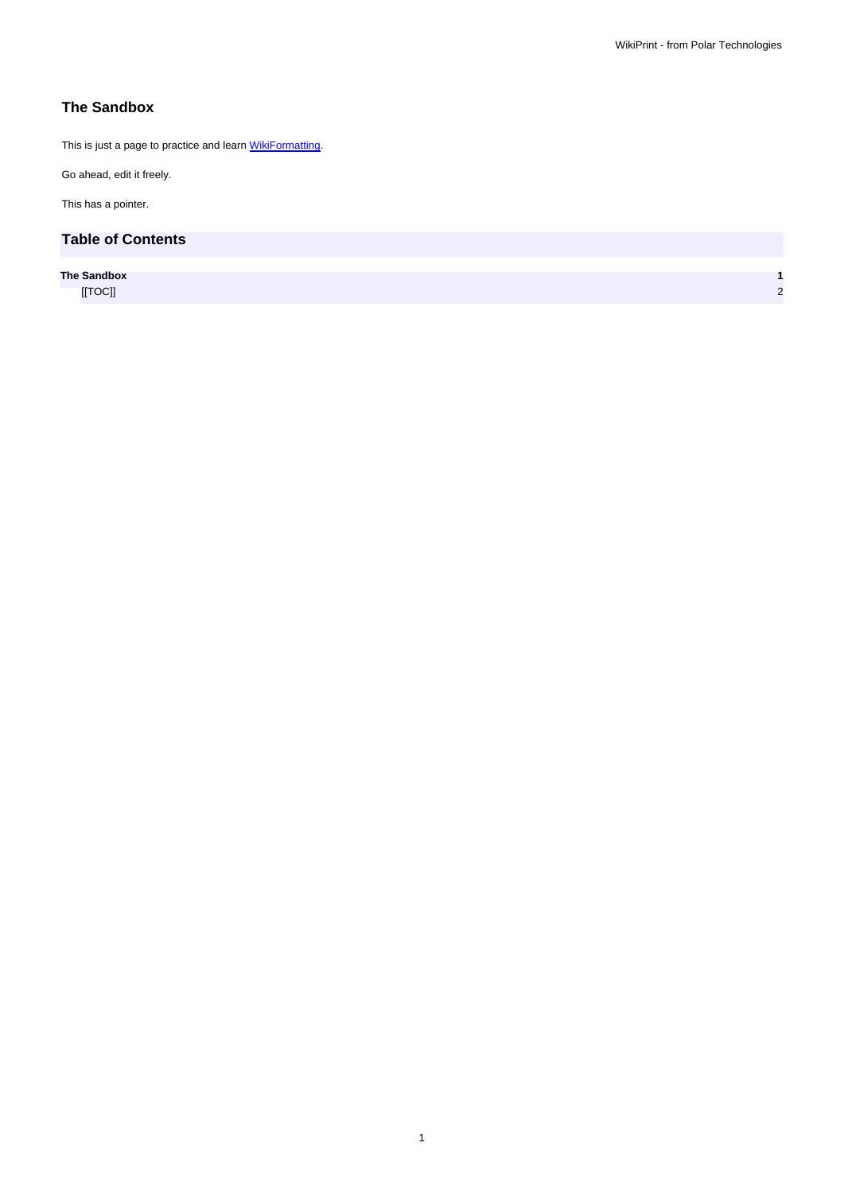# The Sandbox

This is just a page to practice and learn WikiFormatting.

Go ahead, edit it freely.

This has a pointer.

## Table of Contents

| | |
|---|---|
| **The Sandbox** | **1** |
| [[TOC]] | 2 |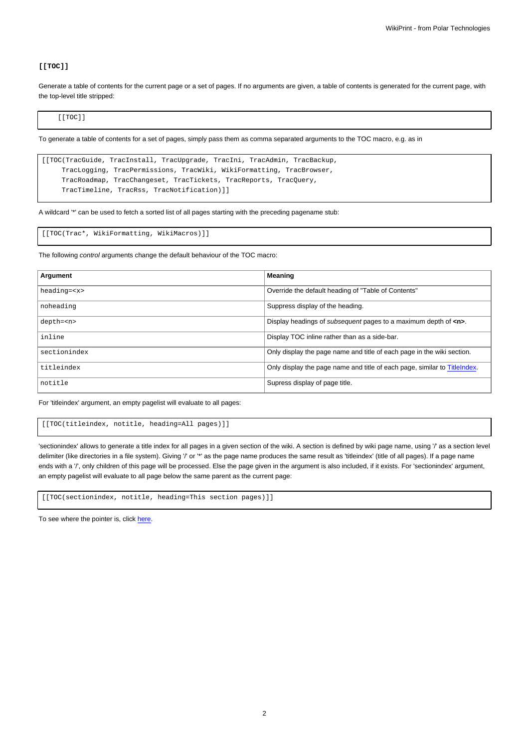**[[TOC]]**

Generate a table of contents for the current page or a set of pages. If no arguments are given, a table of contents is generated for the current page, with the top-level title stripped:

```
    [[TOC]]
```

To generate a table of contents for a set of pages, simply pass them as comma separated arguments to the TOC macro, e.g. as in

```
[[TOC(TracGuide, TracInstall, TracUpgrade, TracIni, TracAdmin, TracBackup,
     TracLogging, TracPermissions, TracWiki, WikiFormatting, TracBrowser,
     TracRoadmap, TracChangeset, TracTickets, TracReports, TracQuery,
     TracTimeline, TracRss, TracNotification)]]
```

A wildcard '*' can be used to fetch a sorted list of all pages starting with the preceding pagename stub:

```
[[TOC(Trac*, WikiFormatting, WikiMacros)]]
```

The following *control* arguments change the default behaviour of the TOC macro:

| **Argument** | **Meaning** |
| --- | --- |
| `heading=<x>` | Override the default heading of "Table of Contents" |
| `noheading` | Suppress display of the heading. |
| `depth=<n>` | Display headings of *subsequent* pages to a maximum depth of **<n>**. |
| `inline` | Display TOC inline rather than as a side-bar. |
| `sectionindex` | Only display the page name and title of each page in the wiki section. |
| `titleindex` | Only display the page name and title of each page, similar to TitleIndex. |
| `notitle` | Supress display of page title. |

For 'titleindex' argument, an empty pagelist will evaluate to all pages:

```
[[TOC(titleindex, notitle, heading=All pages)]]
```

'sectionindex' allows to generate a title index for all pages in a given section of the wiki. A section is defined by wiki page name, using '/' as a section level delimiter (like directories in a file system). Giving '/' or '*' as the page name produces the same result as 'titleindex' (title of all pages). If a page name ends with a '/', only children of this page will be processed. Else the page given in the argument is also included, if it exists. For 'sectionindex' argument, an empty pagelist will evaluate to all page below the same parent as the current page:

```
[[TOC(sectionindex, notitle, heading=This section pages)]]
```

To see where the pointer is, click here.